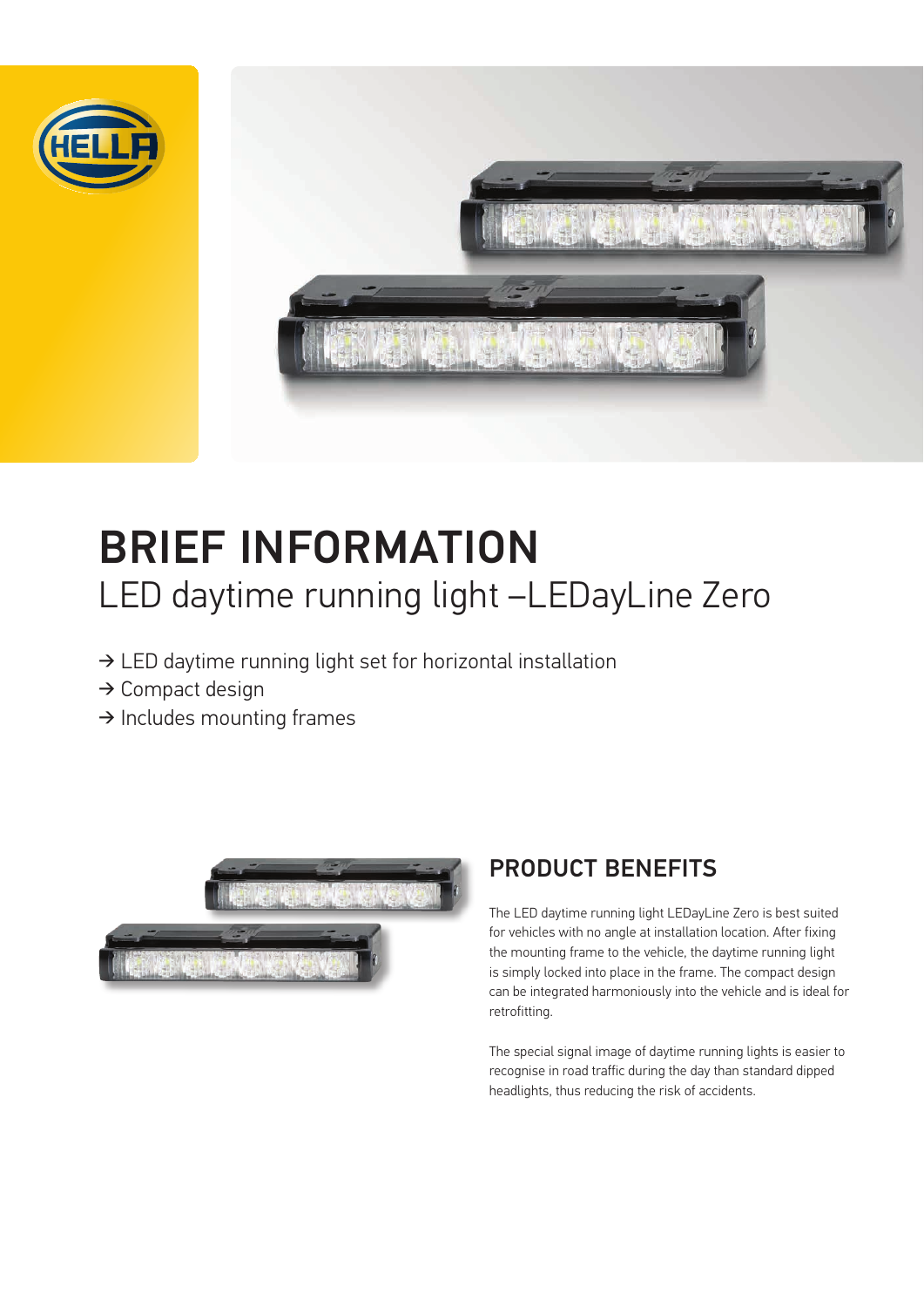# BRIEF INFORMATION

## LED daytime running light –LEDayLine Zero

→ LED daytime running light set for horizontal installation
→ Compact design
→ Includes mounting frames

## PRODUCT BENEFITS

The LED daytime running light LEDayLine Zero is best suited for vehicles with no angle at installation location. After fixing the mounting frame to the vehicle, the daytime running light is simply locked into place in the frame. The compact design can be integrated harmoniously into the vehicle and is ideal for retrofitting.

The special signal image of daytime running lights is easier to recognise in road traffic during the day than standard dipped headlights, thus reducing the risk of accidents.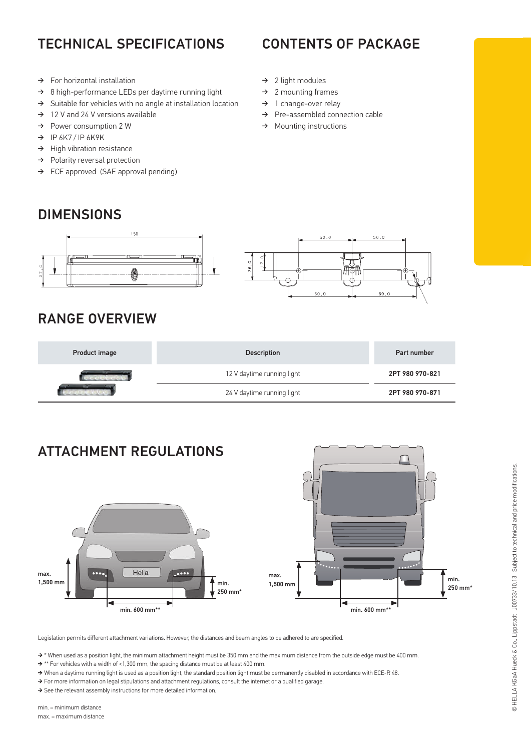## TECHNICAL SPECIFICATIONS

- → For horizontal installation
- → 8 high-performance LEDs per daytime running light
- → Suitable for vehicles with no angle at installation location
- → 12 V and 24 V versions available
- → Power consumption 2 W
- → IP 6K7 / IP 6K9K
- → High vibration resistance
- → Polarity reversal protection
- → ECE approved (SAE approval pending)

## CONTENTS OF PACKAGE

- → 2 light modules
- → 2 mounting frames
- → 1 change-over relay
- → Pre-assembled connection cable
- → Mounting instructions

## DIMENSIONS

150
27.0

50.0
50.0
26.0
17.0
60.0
60.0

## RANGE OVERVIEW

| Product image | Description | Part number |
|---|---|---|
| | 12 V daytime running light | **2PT 980 970-821** |
| | 24 V daytime running light | **2PT 980 970-871** |

## ATTACHMENT REGULATIONS

max. 1,500 mm
Hella
min. 250 mm*
min. 600 mm**

max. 1,500 mm
min. 250 mm*
min. 600 mm**

Legislation permits different attachment variations. However, the distances and beam angles to be adhered to are specified.

- → * When used as a position light, the minimum attachment height must be 350 mm and the maximum distance from the outside edge must be 400 mm.
- → ** For vehicles with a width of <1,300 mm, the spacing distance must be at least 400 mm.
- → When a daytime running light is used as a position light, the standard position light must be permanently disabled in accordance with ECE-R 48.
- → For more information on legal stipulations and attachment regulations, consult the internet or a qualified garage.
- → See the relevant assembly instructions for more detailed information.

min. = minimum distance
max. = maximum distance

© HELLA KGaA Hueck & Co., Lippstadt J00733/10.13 Subject to technical and price modifications.